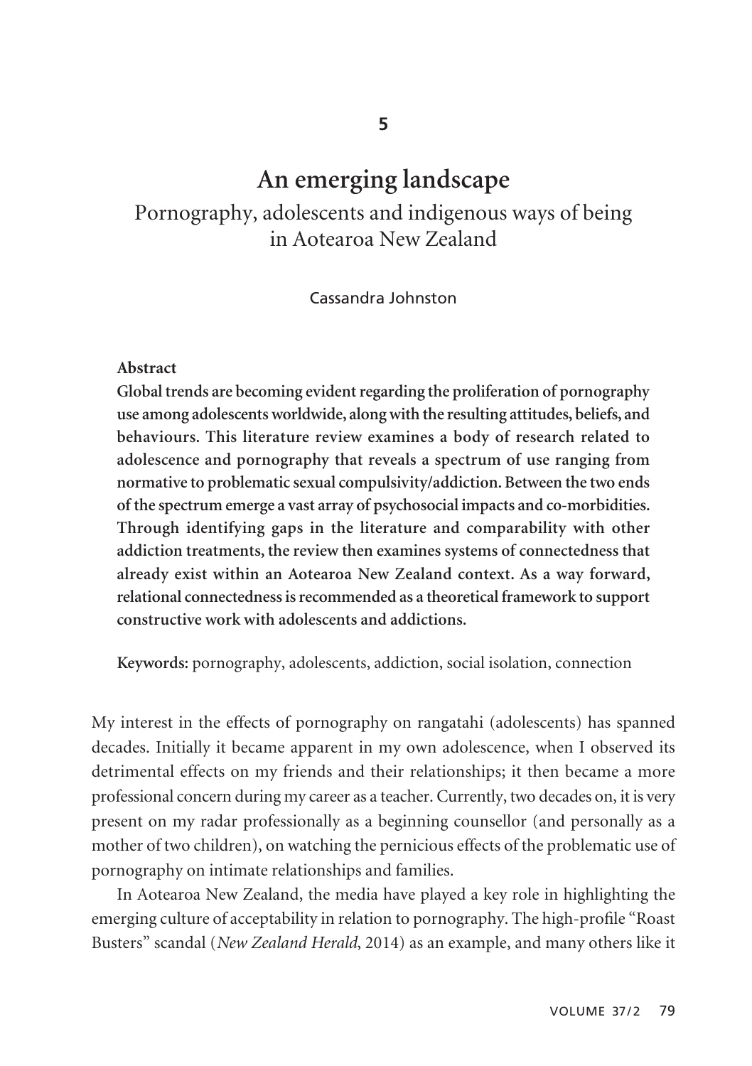5

# An emerging landscape

## Pornography, adolescents and indigenous ways of being in Aotearoa New Zealand

Cassandra Johnston

**Abstract**

**Global trends are becoming evident regarding the proliferation of pornography use among adolescents worldwide, along with the resulting attitudes, beliefs, and behaviours. This literature review examines a body of research related to adolescence and pornography that reveals a spectrum of use ranging from normative to problematic sexual compulsivity/addiction. Between the two ends of the spectrum emerge a vast array of psychosocial impacts and co-morbidities. Through identifying gaps in the literature and comparability with other addiction treatments, the review then examines systems of connectedness that already exist within an Aotearoa New Zealand context. As a way forward, relational connectedness is recommended as a theoretical framework to support constructive work with adolescents and addictions.**

**Keywords:** pornography, adolescents, addiction, social isolation, connection

My interest in the effects of pornography on rangatahi (adolescents) has spanned decades. Initially it became apparent in my own adolescence, when I observed its detrimental effects on my friends and their relationships; it then became a more professional concern during my career as a teacher. Currently, two decades on, it is very present on my radar professionally as a beginning counsellor (and personally as a mother of two children), on watching the pernicious effects of the problematic use of pornography on intimate relationships and families.

In Aotearoa New Zealand, the media have played a key role in highlighting the emerging culture of acceptability in relation to pornography. The high-profile "Roast Busters" scandal (*New Zealand Herald*, 2014) as an example, and many others like it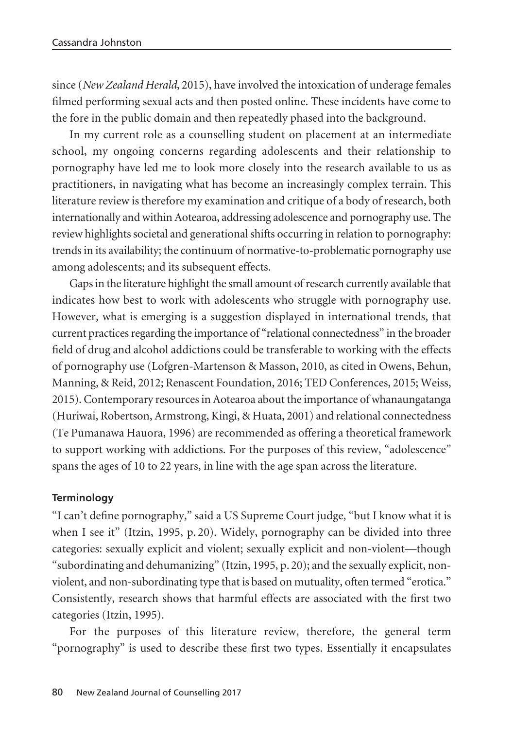since (*New Zealand Herald*, 2015), have involved the intoxication of underage females filmed performing sexual acts and then posted online. These incidents have come to the fore in the public domain and then repeatedly phased into the background.

In my current role as a counselling student on placement at an intermediate school, my ongoing concerns regarding adolescents and their relationship to pornography have led me to look more closely into the research available to us as practitioners, in navigating what has become an increasingly complex terrain. This literature review is therefore my examination and critique of a body of research, both internationally and within Aotearoa, addressing adolescence and pornography use. The review highlights societal and generational shifts occurring in relation to pornography: trends in its availability; the continuum of normative-to-problematic pornography use among adolescents; and its subsequent effects.

Gaps in the literature highlight the small amount of research currently available that indicates how best to work with adolescents who struggle with pornography use. However, what is emerging is a suggestion displayed in international trends, that current practices regarding the importance of "relational connectedness" in the broader field of drug and alcohol addictions could be transferable to working with the effects of pornography use (Lofgren-Martenson & Masson, 2010, as cited in Owens, Behun, Manning, & Reid, 2012; Renascent Foundation, 2016; TED Conferences, 2015; Weiss, 2015). Contemporary resources in Aotearoa about the importance of whanaungatanga (Huriwai, Robertson, Armstrong, Kingi, & Huata, 2001) and relational connectedness (Te Pūmanawa Hauora, 1996) are recommended as offering a theoretical framework to support working with addictions. For the purposes of this review, "adolescence" spans the ages of 10 to 22 years, in line with the age span across the literature.

### Terminology

"I can't define pornography," said a US Supreme Court judge, "but I know what it is when I see it" (Itzin, 1995, p. 20). Widely, pornography can be divided into three categories: sexually explicit and violent; sexually explicit and non-violent—though "subordinating and dehumanizing" (Itzin, 1995, p. 20); and the sexually explicit, non-violent, and non-subordinating type that is based on mutuality, often termed "erotica." Consistently, research shows that harmful effects are associated with the first two categories (Itzin, 1995).

For the purposes of this literature review, therefore, the general term "pornography" is used to describe these first two types. Essentially it encapsulates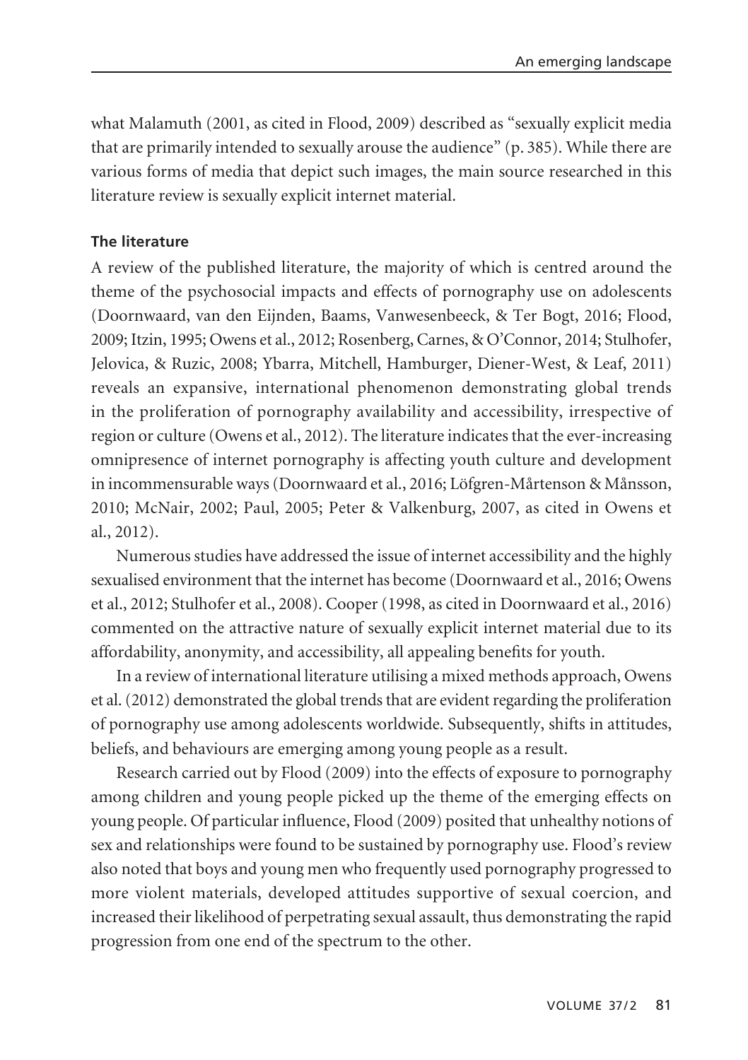what Malamuth (2001, as cited in Flood, 2009) described as "sexually explicit media that are primarily intended to sexually arouse the audience" (p. 385). While there are various forms of media that depict such images, the main source researched in this literature review is sexually explicit internet material.

### The literature

A review of the published literature, the majority of which is centred around the theme of the psychosocial impacts and effects of pornography use on adolescents (Doornwaard, van den Eijnden, Baams, Vanwesenbeeck, & Ter Bogt, 2016; Flood, 2009; Itzin, 1995; Owens et al., 2012; Rosenberg, Carnes, & O'Connor, 2014; Stulhofer, Jelovica, & Ruzic, 2008; Ybarra, Mitchell, Hamburger, Diener-West, & Leaf, 2011) reveals an expansive, international phenomenon demonstrating global trends in the proliferation of pornography availability and accessibility, irrespective of region or culture (Owens et al., 2012). The literature indicates that the ever-increasing omnipresence of internet pornography is affecting youth culture and development in incommensurable ways (Doornwaard et al., 2016; Löfgren-Mårtenson & Månsson, 2010; McNair, 2002; Paul, 2005; Peter & Valkenburg, 2007, as cited in Owens et al., 2012).

Numerous studies have addressed the issue of internet accessibility and the highly sexualised environment that the internet has become (Doornwaard et al., 2016; Owens et al., 2012; Stulhofer et al., 2008). Cooper (1998, as cited in Doornwaard et al., 2016) commented on the attractive nature of sexually explicit internet material due to its affordability, anonymity, and accessibility, all appealing benefits for youth.

In a review of international literature utilising a mixed methods approach, Owens et al. (2012) demonstrated the global trends that are evident regarding the proliferation of pornography use among adolescents worldwide. Subsequently, shifts in attitudes, beliefs, and behaviours are emerging among young people as a result.

Research carried out by Flood (2009) into the effects of exposure to pornography among children and young people picked up the theme of the emerging effects on young people. Of particular influence, Flood (2009) posited that unhealthy notions of sex and relationships were found to be sustained by pornography use. Flood's review also noted that boys and young men who frequently used pornography progressed to more violent materials, developed attitudes supportive of sexual coercion, and increased their likelihood of perpetrating sexual assault, thus demonstrating the rapid progression from one end of the spectrum to the other.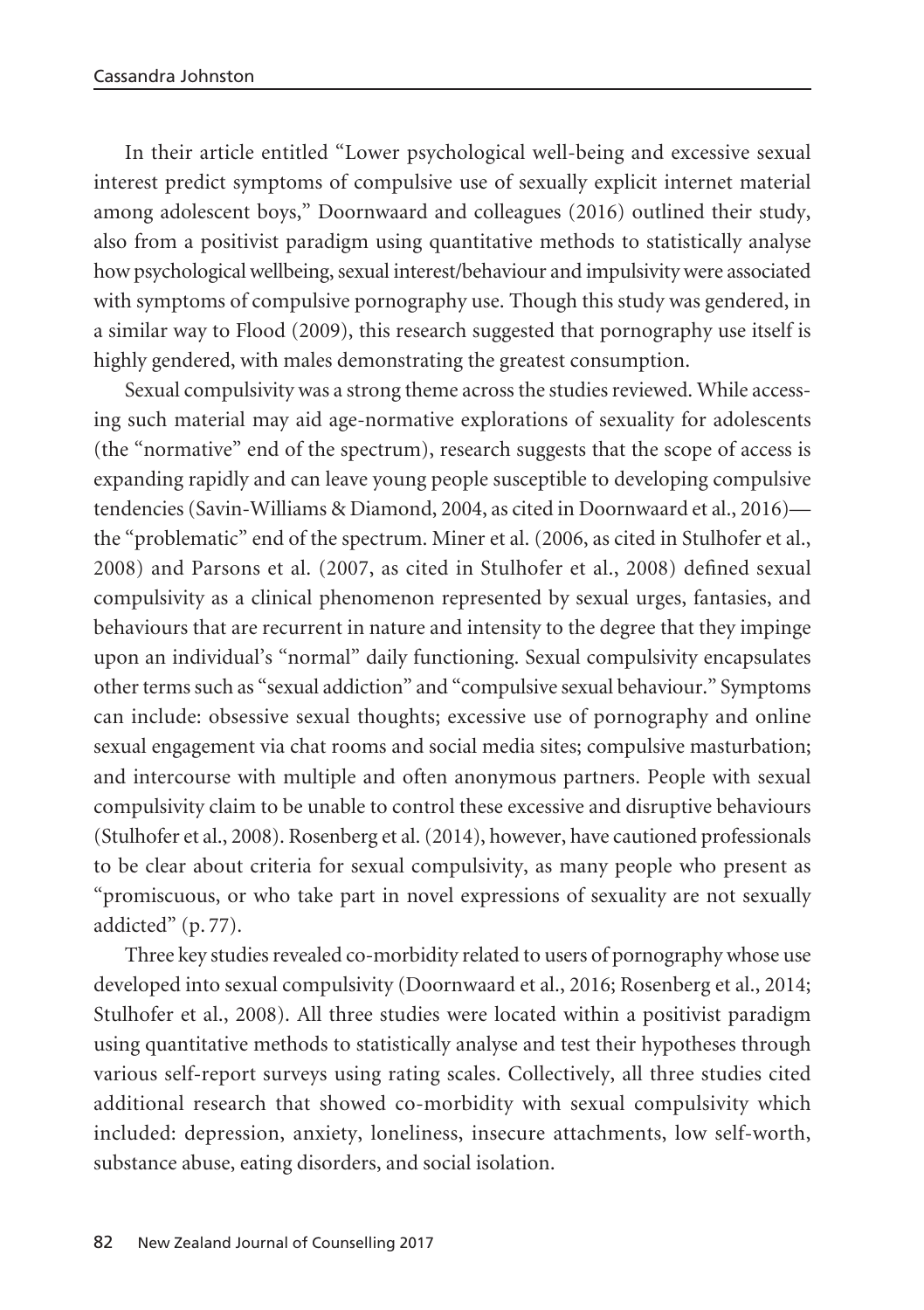In their article entitled "Lower psychological well-being and excessive sexual interest predict symptoms of compulsive use of sexually explicit internet material among adolescent boys," Doornwaard and colleagues (2016) outlined their study, also from a positivist paradigm using quantitative methods to statistically analyse how psychological wellbeing, sexual interest/behaviour and impulsivity were associated with symptoms of compulsive pornography use. Though this study was gendered, in a similar way to Flood (2009), this research suggested that pornography use itself is highly gendered, with males demonstrating the greatest consumption.

Sexual compulsivity was a strong theme across the studies reviewed. While accessing such material may aid age-normative explorations of sexuality for adolescents (the "normative" end of the spectrum), research suggests that the scope of access is expanding rapidly and can leave young people susceptible to developing compulsive tendencies (Savin-Williams & Diamond, 2004, as cited in Doornwaard et al., 2016)—the "problematic" end of the spectrum. Miner et al. (2006, as cited in Stulhofer et al., 2008) and Parsons et al. (2007, as cited in Stulhofer et al., 2008) defined sexual compulsivity as a clinical phenomenon represented by sexual urges, fantasies, and behaviours that are recurrent in nature and intensity to the degree that they impinge upon an individual's "normal" daily functioning. Sexual compulsivity encapsulates other terms such as "sexual addiction" and "compulsive sexual behaviour." Symptoms can include: obsessive sexual thoughts; excessive use of pornography and online sexual engagement via chat rooms and social media sites; compulsive masturbation; and intercourse with multiple and often anonymous partners. People with sexual compulsivity claim to be unable to control these excessive and disruptive behaviours (Stulhofer et al., 2008). Rosenberg et al. (2014), however, have cautioned professionals to be clear about criteria for sexual compulsivity, as many people who present as "promiscuous, or who take part in novel expressions of sexuality are not sexually addicted" (p. 77).

Three key studies revealed co-morbidity related to users of pornography whose use developed into sexual compulsivity (Doornwaard et al., 2016; Rosenberg et al., 2014; Stulhofer et al., 2008). All three studies were located within a positivist paradigm using quantitative methods to statistically analyse and test their hypotheses through various self-report surveys using rating scales. Collectively, all three studies cited additional research that showed co-morbidity with sexual compulsivity which included: depression, anxiety, loneliness, insecure attachments, low self-worth, substance abuse, eating disorders, and social isolation.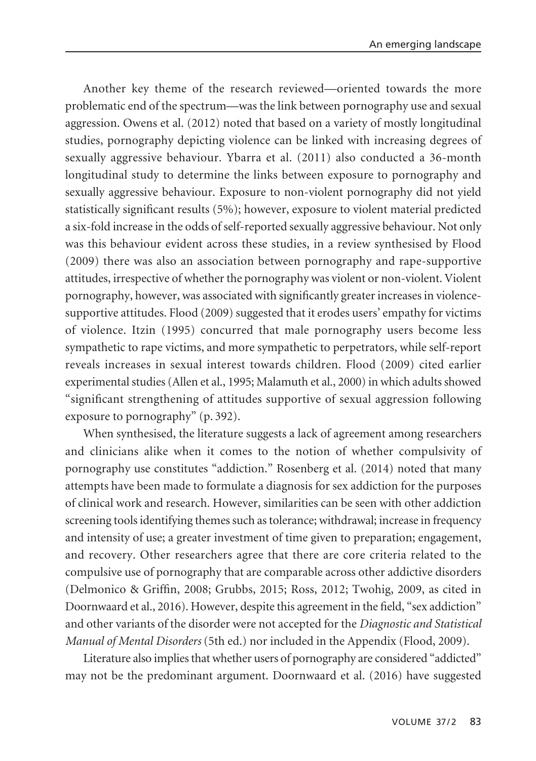Another key theme of the research reviewed—oriented towards the more problematic end of the spectrum—was the link between pornography use and sexual aggression. Owens et al. (2012) noted that based on a variety of mostly longitudinal studies, pornography depicting violence can be linked with increasing degrees of sexually aggressive behaviour. Ybarra et al. (2011) also conducted a 36-month longitudinal study to determine the links between exposure to pornography and sexually aggressive behaviour. Exposure to non-violent pornography did not yield statistically significant results (5%); however, exposure to violent material predicted a six-fold increase in the odds of self-reported sexually aggressive behaviour. Not only was this behaviour evident across these studies, in a review synthesised by Flood (2009) there was also an association between pornography and rape-supportive attitudes, irrespective of whether the pornography was violent or non-violent. Violent pornography, however, was associated with significantly greater increases in violence-supportive attitudes. Flood (2009) suggested that it erodes users' empathy for victims of violence. Itzin (1995) concurred that male pornography users become less sympathetic to rape victims, and more sympathetic to perpetrators, while self-report reveals increases in sexual interest towards children. Flood (2009) cited earlier experimental studies (Allen et al., 1995; Malamuth et al., 2000) in which adults showed "significant strengthening of attitudes supportive of sexual aggression following exposure to pornography" (p. 392).

When synthesised, the literature suggests a lack of agreement among researchers and clinicians alike when it comes to the notion of whether compulsivity of pornography use constitutes "addiction." Rosenberg et al. (2014) noted that many attempts have been made to formulate a diagnosis for sex addiction for the purposes of clinical work and research. However, similarities can be seen with other addiction screening tools identifying themes such as tolerance; withdrawal; increase in frequency and intensity of use; a greater investment of time given to preparation; engagement, and recovery. Other researchers agree that there are core criteria related to the compulsive use of pornography that are comparable across other addictive disorders (Delmonico & Griffin, 2008; Grubbs, 2015; Ross, 2012; Twohig, 2009, as cited in Doornwaard et al., 2016). However, despite this agreement in the field, "sex addiction" and other variants of the disorder were not accepted for the *Diagnostic and Statistical Manual of Mental Disorders* (5th ed.) nor included in the Appendix (Flood, 2009).

Literature also implies that whether users of pornography are considered "addicted" may not be the predominant argument. Doornwaard et al. (2016) have suggested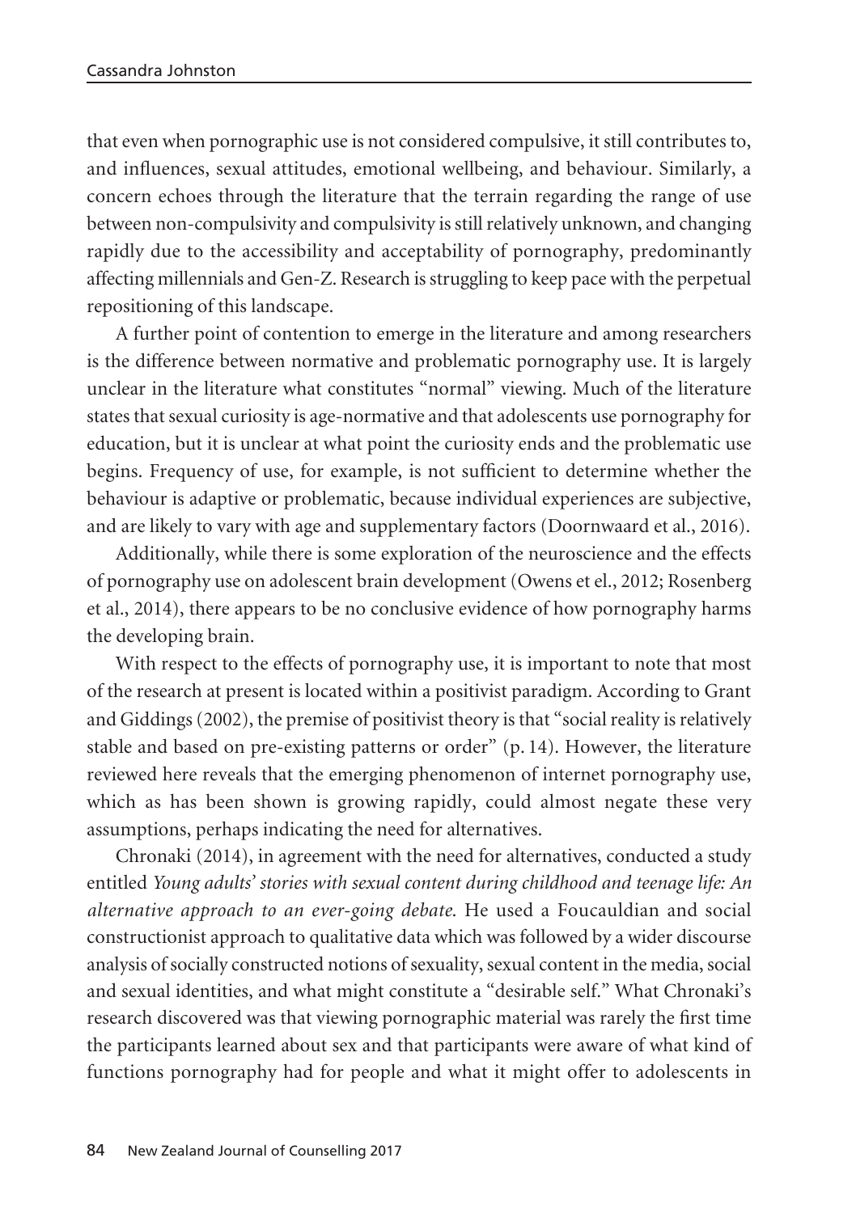that even when pornographic use is not considered compulsive, it still contributes to, and influences, sexual attitudes, emotional wellbeing, and behaviour. Similarly, a concern echoes through the literature that the terrain regarding the range of use between non-compulsivity and compulsivity is still relatively unknown, and changing rapidly due to the accessibility and acceptability of pornography, predominantly affecting millennials and Gen-Z. Research is struggling to keep pace with the perpetual repositioning of this landscape.

A further point of contention to emerge in the literature and among researchers is the difference between normative and problematic pornography use. It is largely unclear in the literature what constitutes "normal" viewing. Much of the literature states that sexual curiosity is age-normative and that adolescents use pornography for education, but it is unclear at what point the curiosity ends and the problematic use begins. Frequency of use, for example, is not sufficient to determine whether the behaviour is adaptive or problematic, because individual experiences are subjective, and are likely to vary with age and supplementary factors (Doornwaard et al., 2016).

Additionally, while there is some exploration of the neuroscience and the effects of pornography use on adolescent brain development (Owens et el., 2012; Rosenberg et al., 2014), there appears to be no conclusive evidence of how pornography harms the developing brain.

With respect to the effects of pornography use, it is important to note that most of the research at present is located within a positivist paradigm. According to Grant and Giddings (2002), the premise of positivist theory is that "social reality is relatively stable and based on pre-existing patterns or order" (p. 14). However, the literature reviewed here reveals that the emerging phenomenon of internet pornography use, which as has been shown is growing rapidly, could almost negate these very assumptions, perhaps indicating the need for alternatives.

Chronaki (2014), in agreement with the need for alternatives, conducted a study entitled *Young adults' stories with sexual content during childhood and teenage life: An alternative approach to an ever-going debate*. He used a Foucauldian and social constructionist approach to qualitative data which was followed by a wider discourse analysis of socially constructed notions of sexuality, sexual content in the media, social and sexual identities, and what might constitute a "desirable self." What Chronaki's research discovered was that viewing pornographic material was rarely the first time the participants learned about sex and that participants were aware of what kind of functions pornography had for people and what it might offer to adolescents in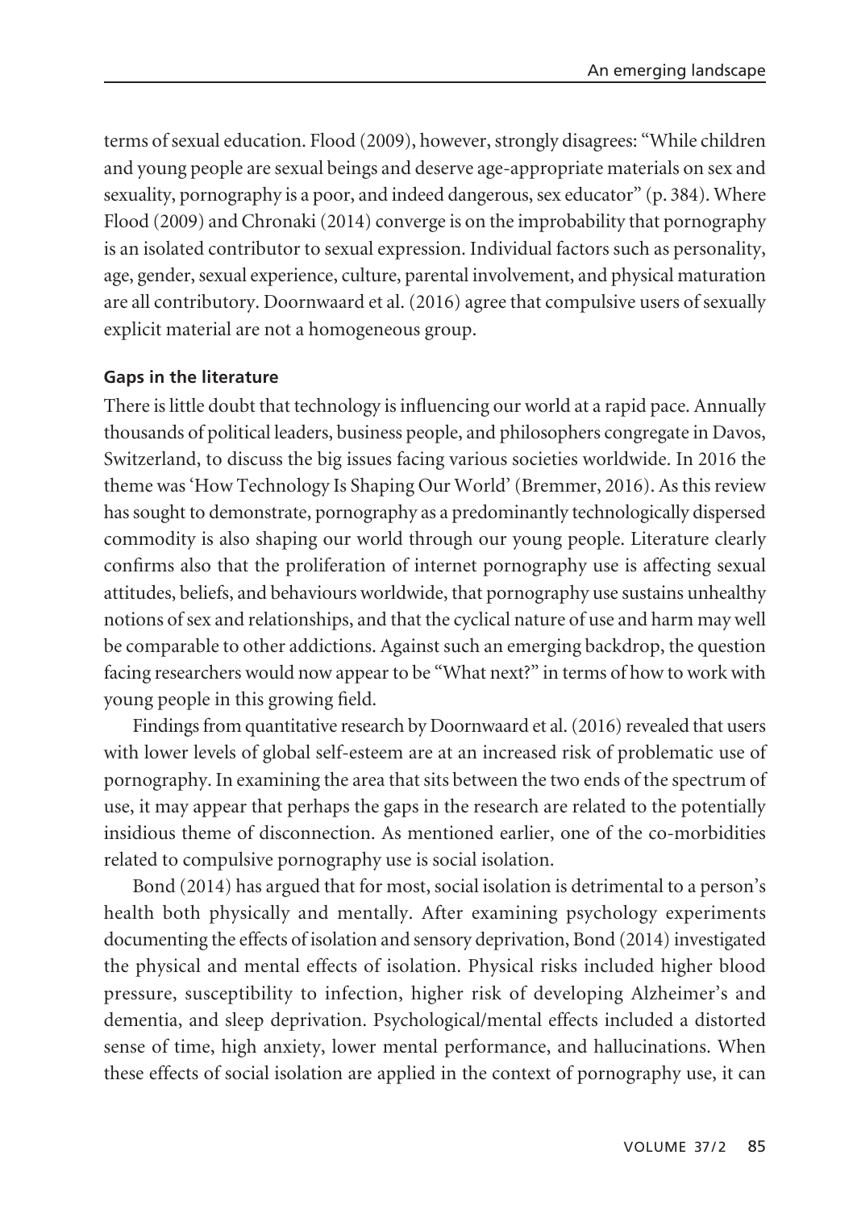terms of sexual education. Flood (2009), however, strongly disagrees: "While children and young people are sexual beings and deserve age-appropriate materials on sex and sexuality, pornography is a poor, and indeed dangerous, sex educator" (p. 384). Where Flood (2009) and Chronaki (2014) converge is on the improbability that pornography is an isolated contributor to sexual expression. Individual factors such as personality, age, gender, sexual experience, culture, parental involvement, and physical maturation are all contributory. Doornwaard et al. (2016) agree that compulsive users of sexually explicit material are not a homogeneous group.

**Gaps in the literature**

There is little doubt that technology is influencing our world at a rapid pace. Annually thousands of political leaders, business people, and philosophers congregate in Davos, Switzerland, to discuss the big issues facing various societies worldwide. In 2016 the theme was 'How Technology Is Shaping Our World' (Bremmer, 2016). As this review has sought to demonstrate, pornography as a predominantly technologically dispersed commodity is also shaping our world through our young people. Literature clearly confirms also that the proliferation of internet pornography use is affecting sexual attitudes, beliefs, and behaviours worldwide, that pornography use sustains unhealthy notions of sex and relationships, and that the cyclical nature of use and harm may well be comparable to other addictions. Against such an emerging backdrop, the question facing researchers would now appear to be "What next?" in terms of how to work with young people in this growing field.

Findings from quantitative research by Doornwaard et al. (2016) revealed that users with lower levels of global self-esteem are at an increased risk of problematic use of pornography. In examining the area that sits between the two ends of the spectrum of use, it may appear that perhaps the gaps in the research are related to the potentially insidious theme of disconnection. As mentioned earlier, one of the co-morbidities related to compulsive pornography use is social isolation.

Bond (2014) has argued that for most, social isolation is detrimental to a person's health both physically and mentally. After examining psychology experiments documenting the effects of isolation and sensory deprivation, Bond (2014) investigated the physical and mental effects of isolation. Physical risks included higher blood pressure, susceptibility to infection, higher risk of developing Alzheimer's and dementia, and sleep deprivation. Psychological/mental effects included a distorted sense of time, high anxiety, lower mental performance, and hallucinations. When these effects of social isolation are applied in the context of pornography use, it can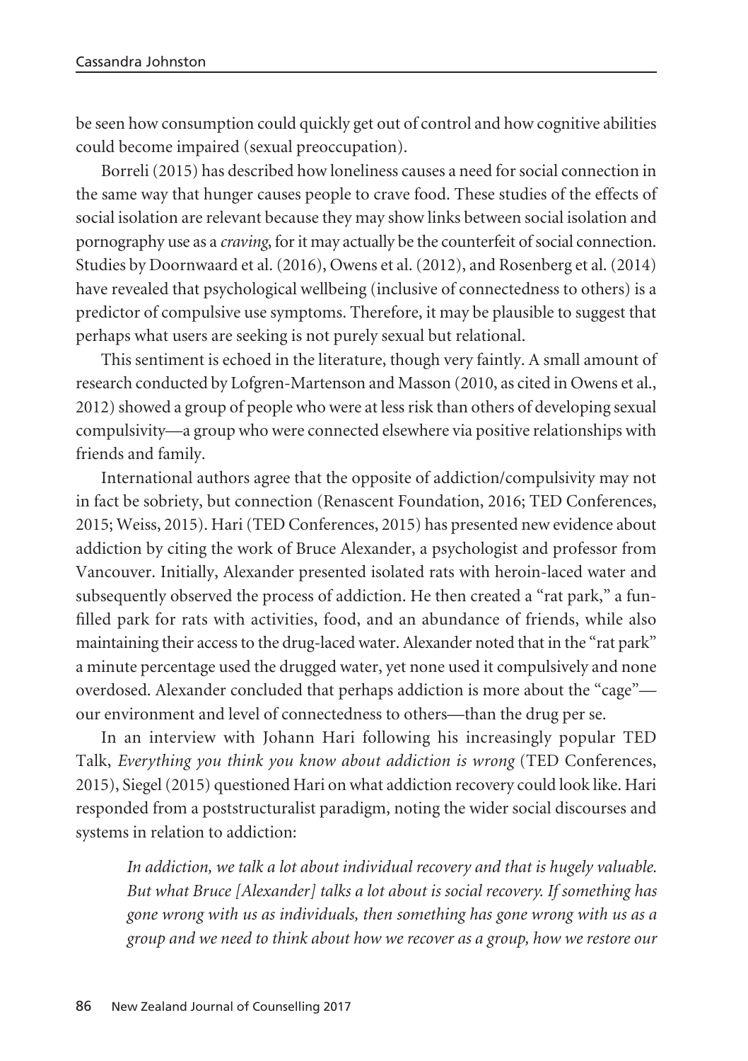be seen how consumption could quickly get out of control and how cognitive abilities could become impaired (sexual preoccupation).

Borreli (2015) has described how loneliness causes a need for social connection in the same way that hunger causes people to crave food. These studies of the effects of social isolation are relevant because they may show links between social isolation and pornography use as a *craving*, for it may actually be the counterfeit of social connection. Studies by Doornwaard et al. (2016), Owens et al. (2012), and Rosenberg et al. (2014) have revealed that psychological wellbeing (inclusive of connectedness to others) is a predictor of compulsive use symptoms. Therefore, it may be plausible to suggest that perhaps what users are seeking is not purely sexual but relational.

This sentiment is echoed in the literature, though very faintly. A small amount of research conducted by Lofgren-Martenson and Masson (2010, as cited in Owens et al., 2012) showed a group of people who were at less risk than others of developing sexual compulsivity—a group who were connected elsewhere via positive relationships with friends and family.

International authors agree that the opposite of addiction/compulsivity may not in fact be sobriety, but connection (Renascent Foundation, 2016; TED Conferences, 2015; Weiss, 2015). Hari (TED Conferences, 2015) has presented new evidence about addiction by citing the work of Bruce Alexander, a psychologist and professor from Vancouver. Initially, Alexander presented isolated rats with heroin-laced water and subsequently observed the process of addiction. He then created a "rat park," a fun-filled park for rats with activities, food, and an abundance of friends, while also maintaining their access to the drug-laced water. Alexander noted that in the "rat park" a minute percentage used the drugged water, yet none used it compulsively and none overdosed. Alexander concluded that perhaps addiction is more about the "cage"—our environment and level of connectedness to others—than the drug per se.

In an interview with Johann Hari following his increasingly popular TED Talk, *Everything you think you know about addiction is wrong* (TED Conferences, 2015), Siegel (2015) questioned Hari on what addiction recovery could look like. Hari responded from a poststructuralist paradigm, noting the wider social discourses and systems in relation to addiction:

> *In addiction, we talk a lot about individual recovery and that is hugely valuable. But what Bruce [Alexander] talks a lot about is social recovery. If something has gone wrong with us as individuals, then something has gone wrong with us as a group and we need to think about how we recover as a group, how we restore our*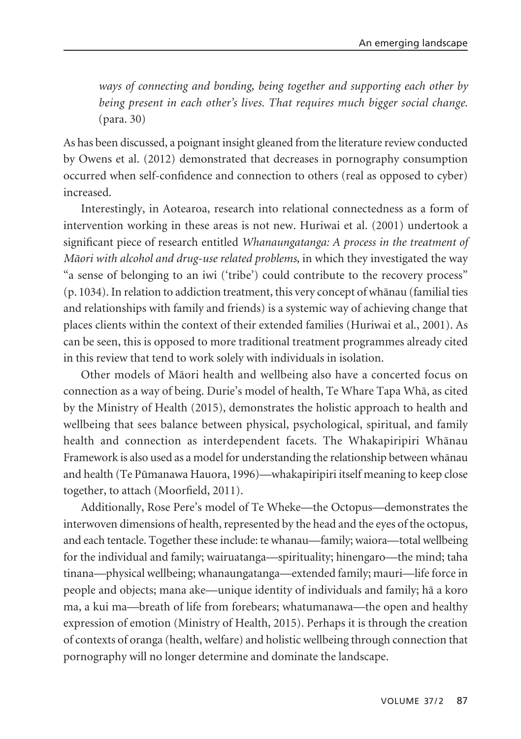*ways of connecting and bonding, being together and supporting each other by being present in each other's lives. That requires much bigger social change.* (para. 30)

As has been discussed, a poignant insight gleaned from the literature review conducted by Owens et al. (2012) demonstrated that decreases in pornography consumption occurred when self-confidence and connection to others (real as opposed to cyber) increased.

Interestingly, in Aotearoa, research into relational connectedness as a form of intervention working in these areas is not new. Huriwai et al. (2001) undertook a significant piece of research entitled *Whanaungatanga: A process in the treatment of Māori with alcohol and drug-use related problems*, in which they investigated the way "a sense of belonging to an iwi ('tribe') could contribute to the recovery process" (p. 1034). In relation to addiction treatment, this very concept of whānau (familial ties and relationships with family and friends) is a systemic way of achieving change that places clients within the context of their extended families (Huriwai et al., 2001). As can be seen, this is opposed to more traditional treatment programmes already cited in this review that tend to work solely with individuals in isolation.

Other models of Māori health and wellbeing also have a concerted focus on connection as a way of being. Durie's model of health, Te Whare Tapa Whā, as cited by the Ministry of Health (2015), demonstrates the holistic approach to health and wellbeing that sees balance between physical, psychological, spiritual, and family health and connection as interdependent facets. The Whakapiripiri Whānau Framework is also used as a model for understanding the relationship between whānau and health (Te Pūmanawa Hauora, 1996)—whakapiripiri itself meaning to keep close together, to attach (Moorfield, 2011).

Additionally, Rose Pere's model of Te Wheke—the Octopus—demonstrates the interwoven dimensions of health, represented by the head and the eyes of the octopus, and each tentacle. Together these include: te whanau—family; waiora—total wellbeing for the individual and family; wairuatanga—spirituality; hinengaro—the mind; taha tinana—physical wellbeing; whanaungatanga—extended family; mauri—life force in people and objects; mana ake—unique identity of individuals and family; hā a koro ma, a kui ma—breath of life from forebears; whatumanawa—the open and healthy expression of emotion (Ministry of Health, 2015). Perhaps it is through the creation of contexts of oranga (health, welfare) and holistic wellbeing through connection that pornography will no longer determine and dominate the landscape.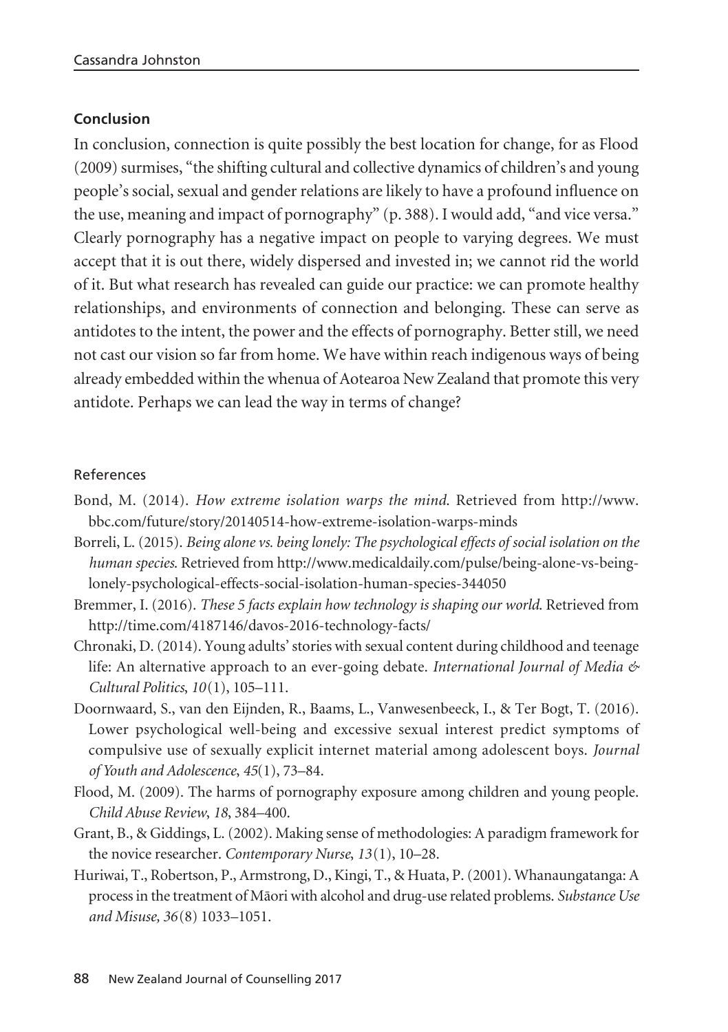## Conclusion

In conclusion, connection is quite possibly the best location for change, for as Flood (2009) surmises, "the shifting cultural and collective dynamics of children's and young people's social, sexual and gender relations are likely to have a profound influence on the use, meaning and impact of pornography" (p. 388). I would add, "and vice versa." Clearly pornography has a negative impact on people to varying degrees. We must accept that it is out there, widely dispersed and invested in; we cannot rid the world of it. But what research has revealed can guide our practice: we can promote healthy relationships, and environments of connection and belonging. These can serve as antidotes to the intent, the power and the effects of pornography. Better still, we need not cast our vision so far from home. We have within reach indigenous ways of being already embedded within the whenua of Aotearoa New Zealand that promote this very antidote. Perhaps we can lead the way in terms of change?

### References

Bond, M. (2014). *How extreme isolation warps the mind*. Retrieved from http://www.bbc.com/future/story/20140514-how-extreme-isolation-warps-minds

Borreli, L. (2015). *Being alone vs. being lonely: The psychological effects of social isolation on the human species*. Retrieved from http://www.medicaldaily.com/pulse/being-alone-vs-being-lonely-psychological-effects-social-isolation-human-species-344050

Bremmer, I. (2016). *These 5 facts explain how technology is shaping our world*. Retrieved from http://time.com/4187146/davos-2016-technology-facts/

Chronaki, D. (2014). Young adults' stories with sexual content during childhood and teenage life: An alternative approach to an ever-going debate. *International Journal of Media & Cultural Politics*, *10*(1), 105–111.

Doornwaard, S., van den Eijnden, R., Baams, L., Vanwesenbeeck, I., & Ter Bogt, T. (2016). Lower psychological well-being and excessive sexual interest predict symptoms of compulsive use of sexually explicit internet material among adolescent boys. *Journal of Youth and Adolescence*, *45*(1), 73–84.

Flood, M. (2009). The harms of pornography exposure among children and young people. *Child Abuse Review*, *18*, 384–400.

Grant, B., & Giddings, L. (2002). Making sense of methodologies: A paradigm framework for the novice researcher. *Contemporary Nurse*, *13*(1), 10–28.

Huriwai, T., Robertson, P., Armstrong, D., Kingi, T., & Huata, P. (2001). Whanaungatanga: A process in the treatment of Māori with alcohol and drug-use related problems. *Substance Use and Misuse, 36*(8) 1033–1051.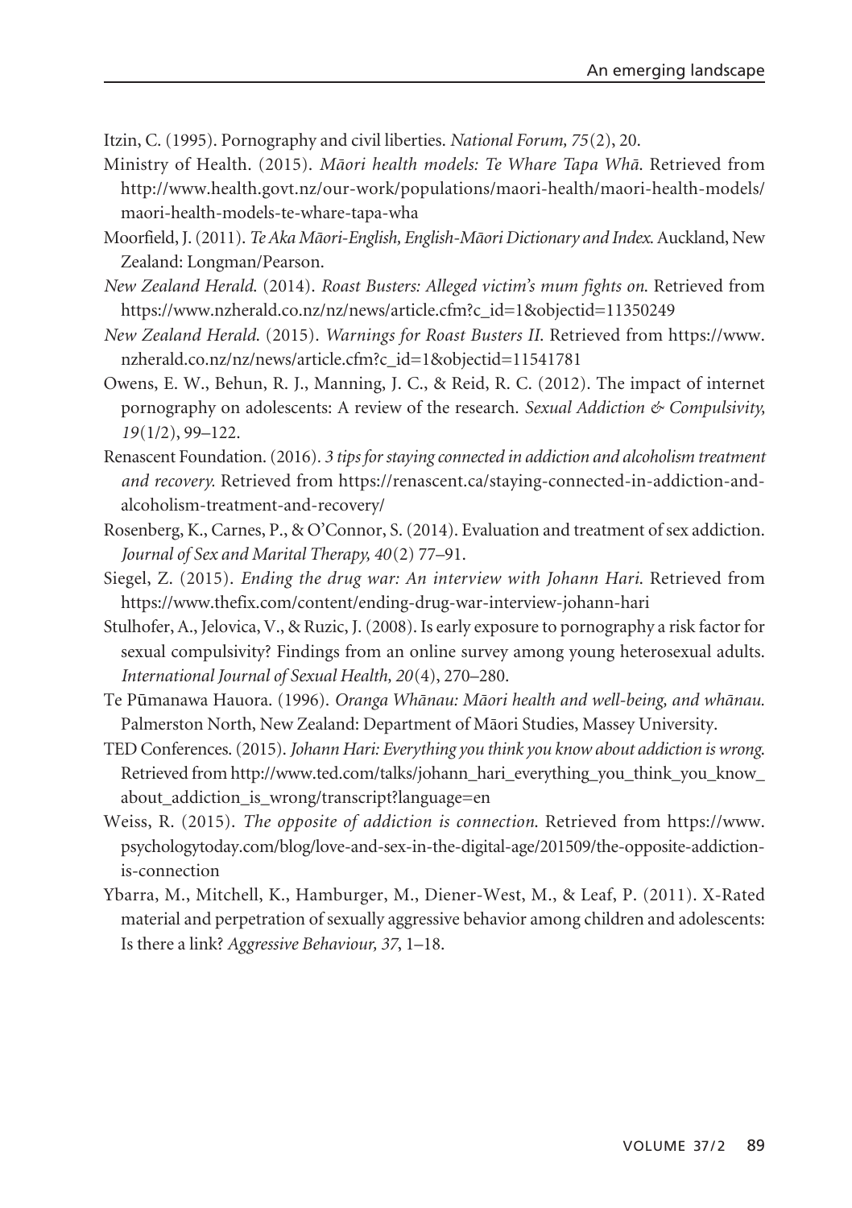Itzin, C. (1995). Pornography and civil liberties. *National Forum, 75*(2), 20.

Ministry of Health. (2015). *Māori health models: Te Whare Tapa Whā*. Retrieved from http://www.health.govt.nz/our-work/populations/maori-health/maori-health-models/maori-health-models-te-whare-tapa-wha

Moorfield, J. (2011). *Te Aka Māori-English, English-Māori Dictionary and Index.* Auckland, New Zealand: Longman/Pearson.

*New Zealand Herald.* (2014). *Roast Busters: Alleged victim's mum fights on.* Retrieved from https://www.nzherald.co.nz/nz/news/article.cfm?c_id=1&objectid=11350249

*New Zealand Herald.* (2015). *Warnings for Roast Busters II.* Retrieved from https://www.nzherald.co.nz/nz/news/article.cfm?c_id=1&objectid=11541781

Owens, E. W., Behun, R. J., Manning, J. C., & Reid, R. C. (2012). The impact of internet pornography on adolescents: A review of the research. *Sexual Addiction & Compulsivity, 19*(1/2), 99–122.

Renascent Foundation. (2016). *3 tips for staying connected in addiction and alcoholism treatment and recovery.* Retrieved from https://renascent.ca/staying-connected-in-addiction-and-alcoholism-treatment-and-recovery/

Rosenberg, K., Carnes, P., & O'Connor, S. (2014). Evaluation and treatment of sex addiction. *Journal of Sex and Marital Therapy, 40*(2) 77–91.

Siegel, Z. (2015). *Ending the drug war: An interview with Johann Hari.* Retrieved from https://www.thefix.com/content/ending-drug-war-interview-johann-hari

Stulhofer, A., Jelovica, V., & Ruzic, J. (2008). Is early exposure to pornography a risk factor for sexual compulsivity? Findings from an online survey among young heterosexual adults. *International Journal of Sexual Health, 20*(4), 270–280.

Te Pūmanawa Hauora. (1996). *Oranga Whānau: Māori health and well-being, and whānau.* Palmerston North, New Zealand: Department of Māori Studies, Massey University.

TED Conferences. (2015). *Johann Hari: Everything you think you know about addiction is wrong.* Retrieved from http://www.ted.com/talks/johann_hari_everything_you_think_you_know_about_addiction_is_wrong/transcript?language=en

Weiss, R. (2015). *The opposite of addiction is connection.* Retrieved from https://www.psychologytoday.com/blog/love-and-sex-in-the-digital-age/201509/the-opposite-addiction-is-connection

Ybarra, M., Mitchell, K., Hamburger, M., Diener-West, M., & Leaf, P. (2011). X-Rated material and perpetration of sexually aggressive behavior among children and adolescents: Is there a link? *Aggressive Behaviour, 37*, 1–18.